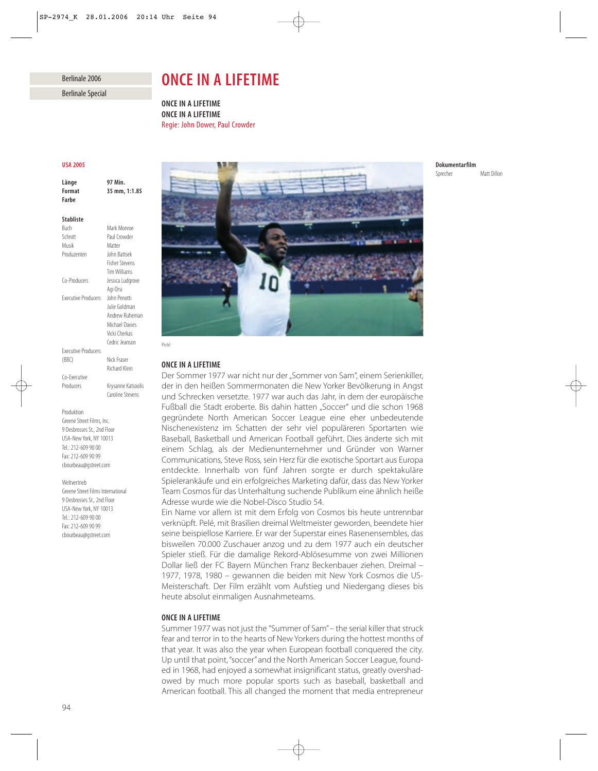Berlinale 2006

Berlinale Special

# ONCE IN A LIFETIME

**ONCE IN A LIFETIME**
**ONCE IN A LIFETIME**
Regie: John Dower, Paul Crowder

**USA 2005**

| | |
|---|---|
| **Länge** | **97 Min.** |
| **Format** | **35 mm, 1:1.85** |
| **Farbe** | |

**Stabliste**

| | |
|---|---|
| Buch | Mark Monroe |
| Schnitt | Paul Crowder |
| Musik | Matter |
| Produzenten | John Battsek |
| | Fisher Stevens |
| | Tim Williams |
| Co-Producers | Jessica Ludgrove |
| | Agi Orsi |
| Executive Producers | John Penotti |
| | Julie Goldman |
| | Andrew Ruheman |
| | Michael Davies |
| | Vicki Cherkas |
| | Cedric Jeanson |
| Executive Producers (BBC) | Nick Fraser |
| | Richard Klein |
| Co-Executive Producers | Krysanne Katsoolis |
| | Caroline Stevens |

Produktion
Greene Street Films, Inc.
9 Desbrosses St., 2nd Floor
USA-New York, NY 10013
Tel.: 212-609 90 00
Fax: 212-609 90 99
cbourbeau@gstreet.com

Weltvertrieb
Greene Street Films International
9 Desbrosses St., 2nd Floor
USA-New York, NY 10013
Tel.: 212-609 90 00
Fax: 212-609 90 99
cbourbeau@gstreet.com

**Dokumentarfilm**

| | |
|---|---|
| Sprecher | Matt Dillon |

Pelé

### ONCE IN A LIFETIME

Der Sommer 1977 war nicht nur der „Sommer von Sam", einem Serienkiller, der in den heißen Sommermonaten die New Yorker Bevölkerung in Angst und Schrecken versetzte. 1977 war auch das Jahr, in dem der europäische Fußball die Stadt eroberte. Bis dahin hatten „Soccer" und die schon 1968 gegründete North American Soccer League eine eher unbedeutende Nischenexistenz im Schatten der sehr viel populäreren Sportarten wie Baseball, Basketball und American Football geführt. Dies änderte sich mit einem Schlag, als der Medienunternehmer und Gründer von Warner Communications, Steve Ross, sein Herz für die exotische Sportart aus Europa entdeckte. Innerhalb von fünf Jahren sorgte er durch spektakuläre Spielerankäufe und ein erfolgreiches Marketing dafür, dass das New Yorker Team Cosmos für das Unterhaltung suchende Publikum eine ähnlich heiße Adresse wurde wie die Nobel-Disco Studio 54.
Ein Name vor allem ist mit dem Erfolg von Cosmos bis heute untrennbar verknüpft. Pelé, mit Brasilien dreimal Weltmeister geworden, beendete hier seine beispiellose Karriere. Er war der Superstar eines Rasenensembles, das bisweilen 70.000 Zuschauer anzog und zu dem 1977 auch ein deutscher Spieler stieß. Für die damalige Rekord-Ablösesumme von zwei Millionen Dollar ließ der FC Bayern München Franz Beckenbauer ziehen. Dreimal – 1977, 1978, 1980 – gewannen die beiden mit New York Cosmos die US-Meisterschaft. Der Film erzählt vom Aufstieg und Niedergang dieses bis heute absolut einmaligen Ausnahmeteams.

### ONCE IN A LIFETIME

Summer 1977 was not just the "Summer of Sam" – the serial killer that struck fear and terror in to the hearts of New Yorkers during the hottest months of that year. It was also the year when European football conquered the city. Up until that point, "soccer" and the North American Soccer League, founded in 1968, had enjoyed a somewhat insignificant status, greatly overshadowed by much more popular sports such as baseball, basketball and American football. This all changed the moment that media entrepreneur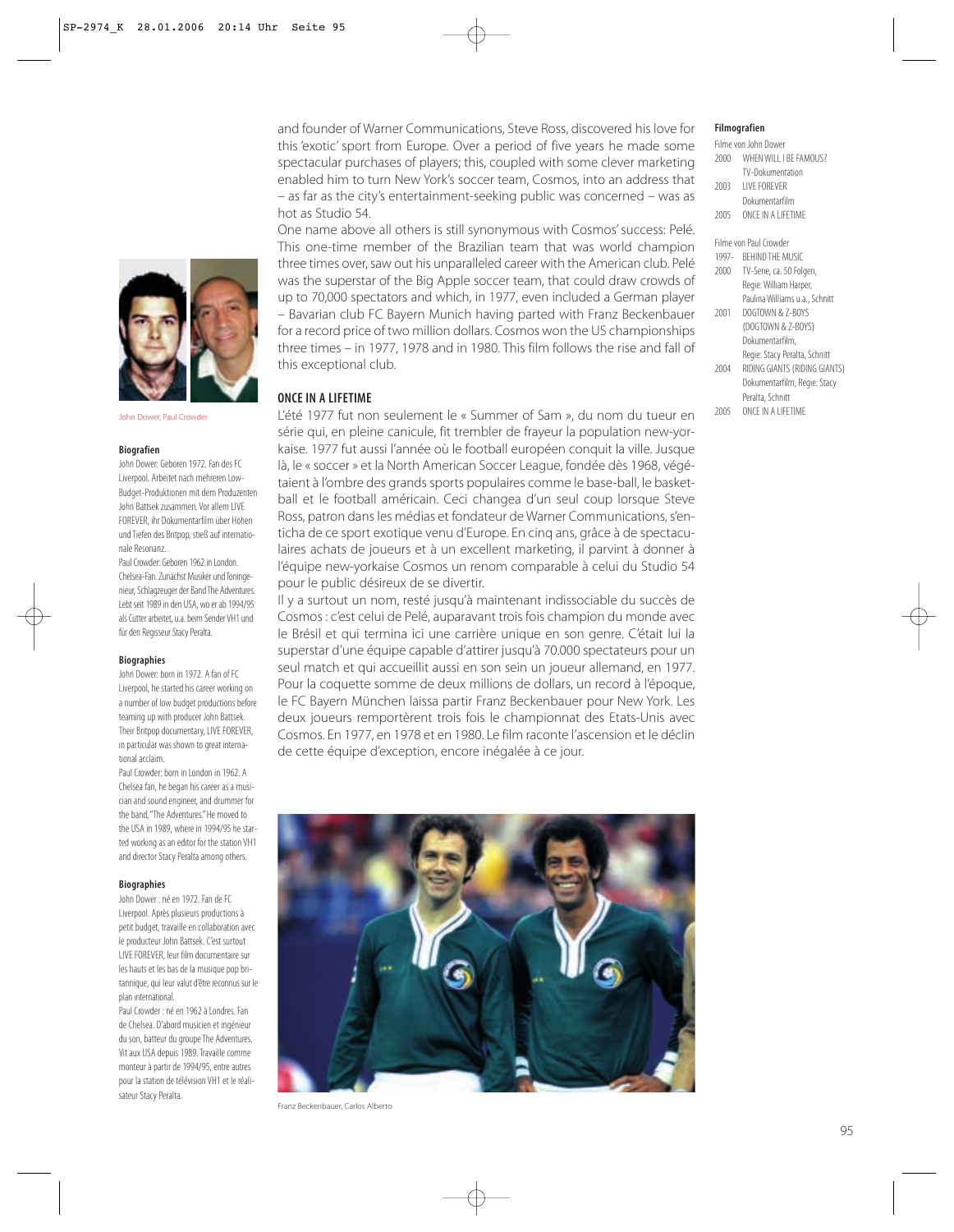and founder of Warner Communications, Steve Ross, discovered his love for this 'exotic' sport from Europe. Over a period of five years he made some spectacular purchases of players; this, coupled with some clever marketing enabled him to turn New York's soccer team, Cosmos, into an address that – as far as the city's entertainment-seeking public was concerned – was as hot as Studio 54.

One name above all others is still synonymous with Cosmos' success: Pelé. This one-time member of the Brazilian team that was world champion three times over, saw out his unparalleled career with the American club. Pelé was the superstar of the Big Apple soccer team, that could draw crowds of up to 70,000 spectators and which, in 1977, even included a German player – Bavarian club FC Bayern Munich having parted with Franz Beckenbauer for a record price of two million dollars. Cosmos won the US championships three times – in 1977, 1978 and in 1980. This film follows the rise and fall of this exceptional club.

### ONCE IN A LIFETIME

L'été 1977 fut non seulement le « Summer of Sam », du nom du tueur en série qui, en pleine canicule, fit trembler de frayeur la population new-yorkaise. 1977 fut aussi l'année où le football européen conquit la ville. Jusque là, le « soccer » et la North American Soccer League, fondée dès 1968, végétaient à l'ombre des grands sports populaires comme le base-ball, le basket-ball et le football américain. Ceci changea d'un seul coup lorsque Steve Ross, patron dans les médias et fondateur de Warner Communications, s'enticha de ce sport exotique venu d'Europe. En cinq ans, grâce à de spectaculaires achats de joueurs et à un excellent marketing, il parvint à donner à l'équipe new-yorkaise Cosmos un renom comparable à celui du Studio 54 pour le public désireux de se divertir.

Il y a surtout un nom, resté jusqu'à maintenant indissociable du succès de Cosmos : c'est celui de Pelé, auparavant trois fois champion du monde avec le Brésil et qui termina ici une carrière unique en son genre. C'était lui la superstar d'une équipe capable d'attirer jusqu'à 70.000 spectateurs pour un seul match et qui accueillit aussi en son sein un joueur allemand, en 1977. Pour la coquette somme de deux millions de dollars, un record à l'époque, le FC Bayern München laissa partir Franz Beckenbauer pour New York. Les deux joueurs remportèrent trois fois le championnat des Etats-Unis avec Cosmos. En 1977, en 1978 et en 1980. Le film raconte l'ascension et le déclin de cette équipe d'exception, encore inégalée à ce jour.

Franz Beckenbauer, Carlos Alberto

John Dower, Paul Crowder

#### Biografien

John Dower: Geboren 1972. Fan des FC Liverpool. Arbeitet nach mehreren Low-Budget-Produktionen mit dem Produzenten John Battsek zusammen. Vor allem LIVE FOREVER, ihr Dokumentarfilm über Höhen und Tiefen des Britpop, stieß auf internationale Resonanz.

Paul Crowder: Geboren 1962 in London. Chelsea-Fan. Zunächst Musiker und Toningenieur, Schlagzeuger der Band The Adventures. Lebt seit 1989 in den USA, wo er ab 1994/95 als Cutter arbeitet, u.a. beim Sender VH1 und für den Regisseur Stacy Peralta.

#### Biographies

John Dower: born in 1972. A fan of FC Liverpool, he started his career working on a number of low budget productions before teaming up with producer John Battsek. Their Britpop documentary, LIVE FOREVER, in particular was shown to great international acclaim.

Paul Crowder: born in London in 1962. A Chelsea fan, he began his career as a musician and sound engineer, and drummer for the band, "The Adventures." He moved to the USA in 1989, where in 1994/95 he started working as an editor for the station VH1 and director Stacy Peralta among others.

#### Biographies

John Dower : né en 1972. Fan de FC Liverpool. Après plusieurs productions à petit budget, travaille en collaboration avec le producteur John Battsek. C'est surtout LIVE FOREVER, leur film documentaire sur les hauts et les bas de la musique pop britannique, qui leur valut d'être reconnus sur le plan international.

Paul Crowder : né en 1962 à Londres. Fan de Chelsea. D'abord musicien et ingénieur du son, batteur du groupe The Adventures. Vit aux USA depuis 1989. Travaille comme monteur à partir de 1994/95, entre autres pour la station de télévision VH1 et le réalisateur Stacy Peralta.

#### Filmografien

Filme von John Dower

2000 WHEN WILL I BE FAMOUS? TV-Dokumentation
2003 LIVE FOREVER Dokumentarfilm
2005 ONCE IN A LIFETIME

Filme von Paul Crowder

1997–2000 BEHIND THE MUSIC TV-Serie, ca. 50 Folgen, Regie: William Harper, Paulina Williams u.a., Schnitt
2001 DOGTOWN & Z-BOYS (DOGTOWN & Z-BOYS) Dokumentarfilm, Regie: Stacy Peralta, Schnitt
2004 RIDING GIANTS (RIDING GIANTS) Dokumentarfilm, Regie: Stacy Peralta, Schnitt
2005 ONCE IN A LIFETIME